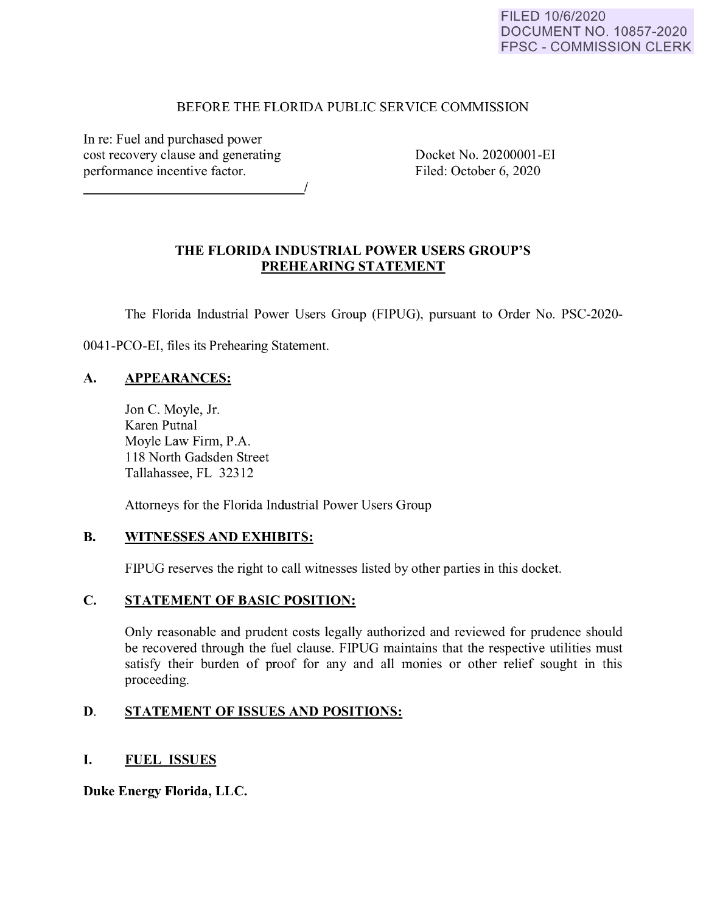FILED 10/6/2020
DOCUMENT NO. 10857-2020
FPSC - COMMISSION CLERK

BEFORE THE FLORIDA PUBLIC SERVICE COMMISSION

In re: Fuel and purchased power cost recovery clause and generating performance incentive factor.
_______________________________/

Docket No. 20200001-EI
Filed: October 6, 2020

## THE FLORIDA INDUSTRIAL POWER USERS GROUP'S PREHEARING STATEMENT

The Florida Industrial Power Users Group (FIPUG), pursuant to Order No. PSC-2020-0041-PCO-EI, files its Prehearing Statement.

### A. APPEARANCES:

Jon C. Moyle, Jr.
Karen Putnal
Moyle Law Firm, P.A.
118 North Gadsden Street
Tallahassee, FL 32312

Attorneys for the Florida Industrial Power Users Group

### B. WITNESSES AND EXHIBITS:

FIPUG reserves the right to call witnesses listed by other parties in this docket.

### C. STATEMENT OF BASIC POSITION:

Only reasonable and prudent costs legally authorized and reviewed for prudence should be recovered through the fuel clause. FIPUG maintains that the respective utilities must satisfy their burden of proof for any and all monies or other relief sought in this proceeding.

### D. STATEMENT OF ISSUES AND POSITIONS:

### I. FUEL ISSUES

**Duke Energy Florida, LLC.**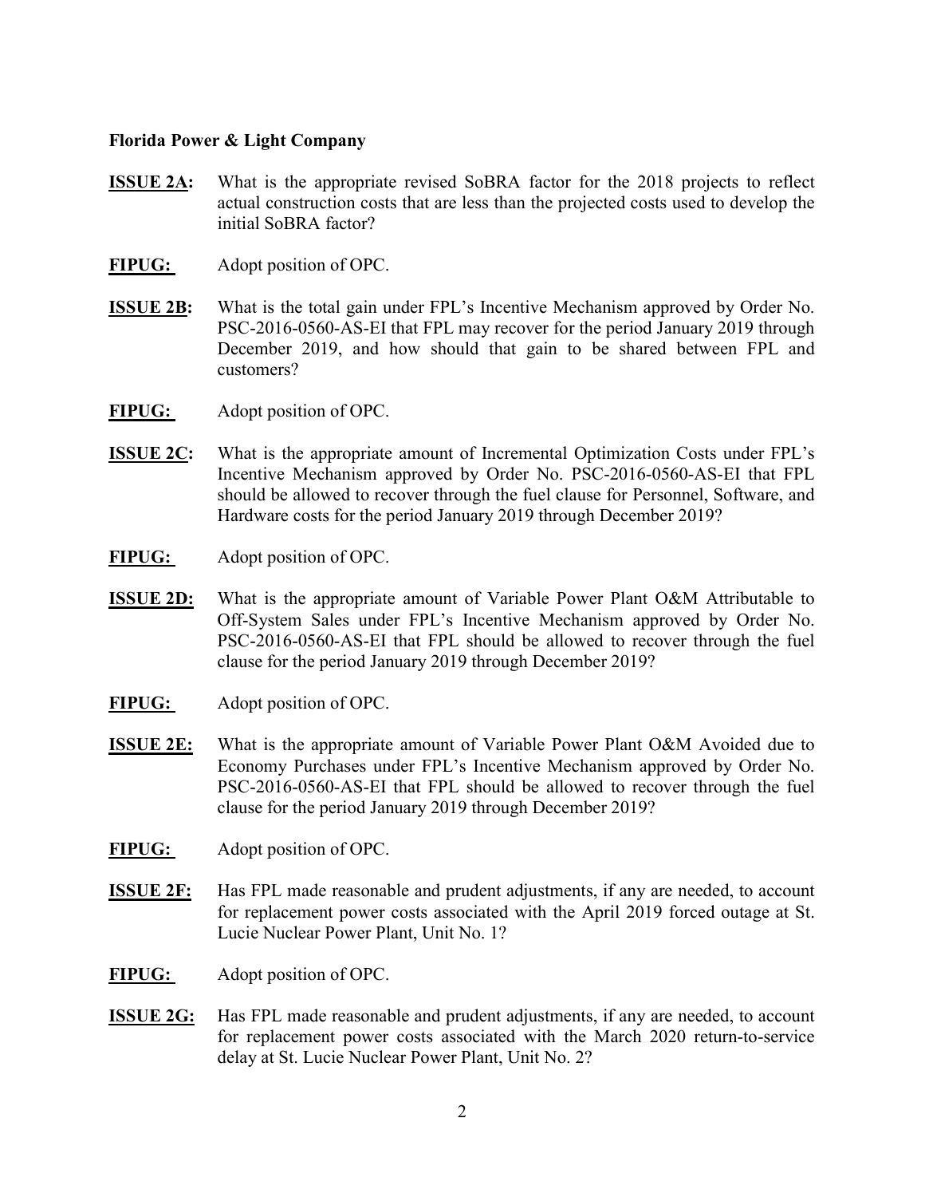**Florida Power & Light Company**

**ISSUE 2A:** What is the appropriate revised SoBRA factor for the 2018 projects to reflect actual construction costs that are less than the projected costs used to develop the initial SoBRA factor?

**FIPUG:** Adopt position of OPC.

**ISSUE 2B:** What is the total gain under FPL's Incentive Mechanism approved by Order No. PSC-2016-0560-AS-EI that FPL may recover for the period January 2019 through December 2019, and how should that gain to be shared between FPL and customers?

**FIPUG:** Adopt position of OPC.

**ISSUE 2C:** What is the appropriate amount of Incremental Optimization Costs under FPL's Incentive Mechanism approved by Order No. PSC-2016-0560-AS-EI that FPL should be allowed to recover through the fuel clause for Personnel, Software, and Hardware costs for the period January 2019 through December 2019?

**FIPUG:** Adopt position of OPC.

**ISSUE 2D:** What is the appropriate amount of Variable Power Plant O&M Attributable to Off-System Sales under FPL's Incentive Mechanism approved by Order No. PSC-2016-0560-AS-EI that FPL should be allowed to recover through the fuel clause for the period January 2019 through December 2019?

**FIPUG:** Adopt position of OPC.

**ISSUE 2E:** What is the appropriate amount of Variable Power Plant O&M Avoided due to Economy Purchases under FPL's Incentive Mechanism approved by Order No. PSC-2016-0560-AS-EI that FPL should be allowed to recover through the fuel clause for the period January 2019 through December 2019?

**FIPUG:** Adopt position of OPC.

**ISSUE 2F:** Has FPL made reasonable and prudent adjustments, if any are needed, to account for replacement power costs associated with the April 2019 forced outage at St. Lucie Nuclear Power Plant, Unit No. 1?

**FIPUG:** Adopt position of OPC.

**ISSUE 2G:** Has FPL made reasonable and prudent adjustments, if any are needed, to account for replacement power costs associated with the March 2020 return-to-service delay at St. Lucie Nuclear Power Plant, Unit No. 2?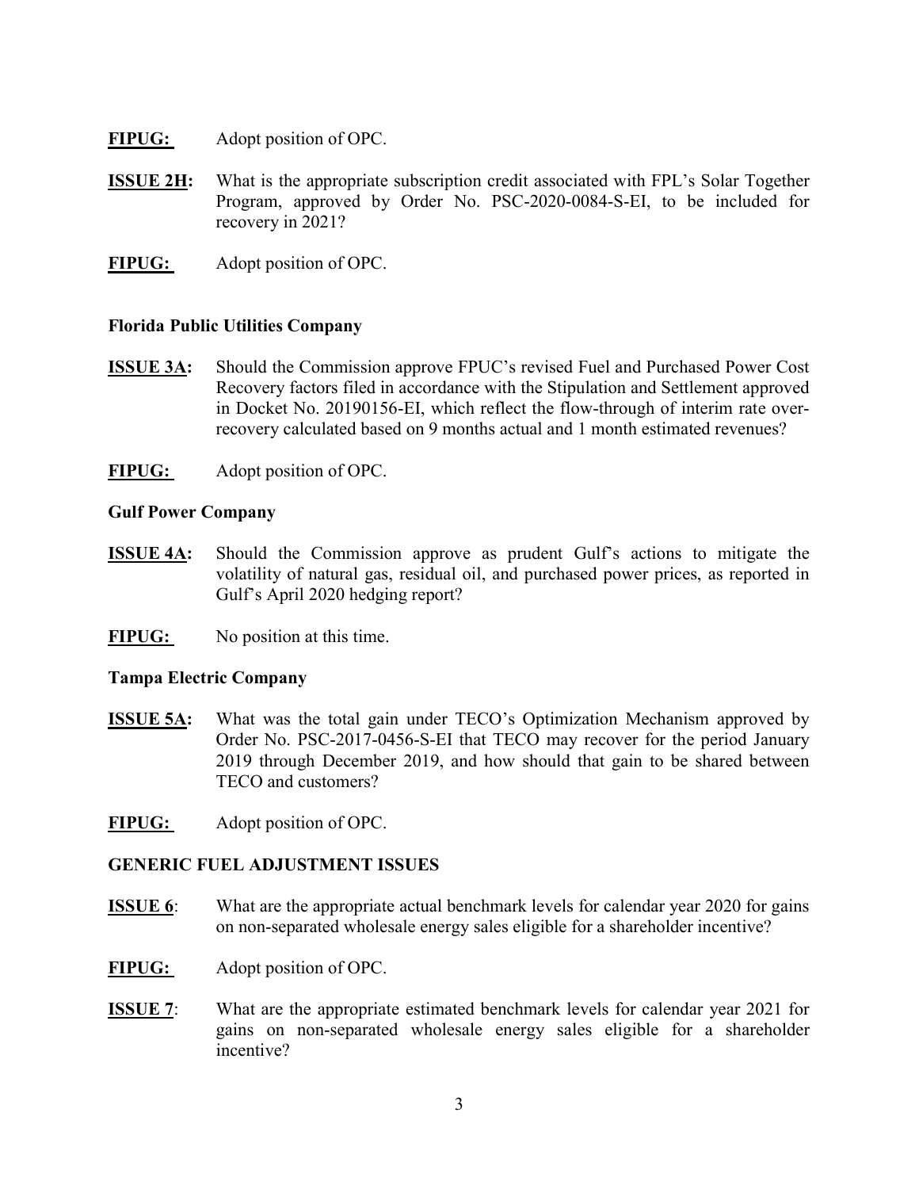**FIPUG:** Adopt position of OPC.

**ISSUE 2H:** What is the appropriate subscription credit associated with FPL's Solar Together Program, approved by Order No. PSC-2020-0084-S-EI, to be included for recovery in 2021?

**FIPUG:** Adopt position of OPC.

**Florida Public Utilities Company**

**ISSUE 3A:** Should the Commission approve FPUC's revised Fuel and Purchased Power Cost Recovery factors filed in accordance with the Stipulation and Settlement approved in Docket No. 20190156-EI, which reflect the flow-through of interim rate over-recovery calculated based on 9 months actual and 1 month estimated revenues?

**FIPUG:** Adopt position of OPC.

**Gulf Power Company**

**ISSUE 4A:** Should the Commission approve as prudent Gulf's actions to mitigate the volatility of natural gas, residual oil, and purchased power prices, as reported in Gulf's April 2020 hedging report?

**FIPUG:** No position at this time.

**Tampa Electric Company**

**ISSUE 5A:** What was the total gain under TECO's Optimization Mechanism approved by Order No. PSC-2017-0456-S-EI that TECO may recover for the period January 2019 through December 2019, and how should that gain to be shared between TECO and customers?

**FIPUG:** Adopt position of OPC.

**GENERIC FUEL ADJUSTMENT ISSUES**

**ISSUE 6**: What are the appropriate actual benchmark levels for calendar year 2020 for gains on non-separated wholesale energy sales eligible for a shareholder incentive?

**FIPUG:** Adopt position of OPC.

**ISSUE 7**: What are the appropriate estimated benchmark levels for calendar year 2021 for gains on non-separated wholesale energy sales eligible for a shareholder incentive?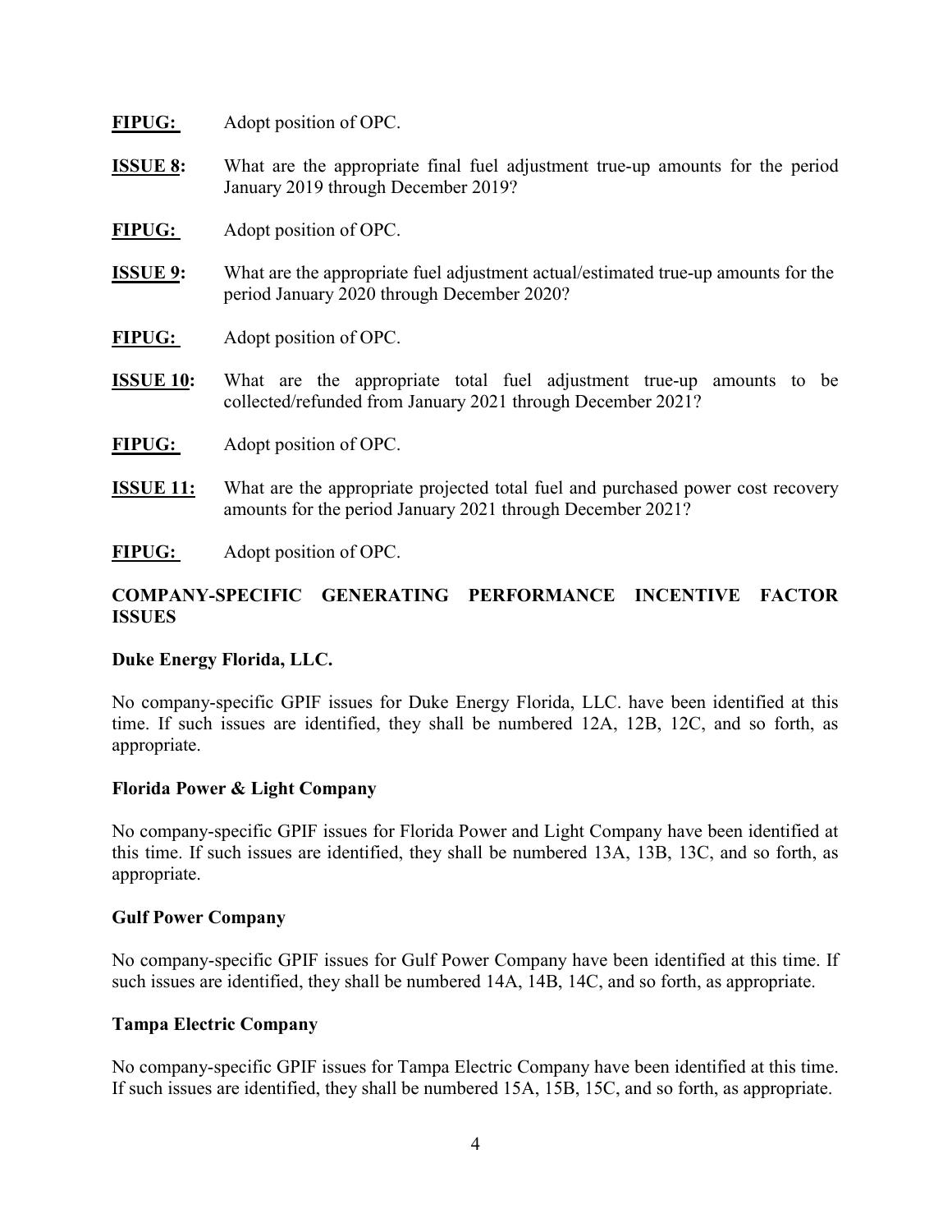**FIPUG:** Adopt position of OPC.

**ISSUE 8:** What are the appropriate final fuel adjustment true-up amounts for the period January 2019 through December 2019?

**FIPUG:** Adopt position of OPC.

**ISSUE 9:** What are the appropriate fuel adjustment actual/estimated true-up amounts for the period January 2020 through December 2020?

**FIPUG:** Adopt position of OPC.

**ISSUE 10:** What are the appropriate total fuel adjustment true-up amounts to be collected/refunded from January 2021 through December 2021?

**FIPUG:** Adopt position of OPC.

**ISSUE 11:** What are the appropriate projected total fuel and purchased power cost recovery amounts for the period January 2021 through December 2021?

**FIPUG:** Adopt position of OPC.

## COMPANY-SPECIFIC GENERATING PERFORMANCE INCENTIVE FACTOR ISSUES

### Duke Energy Florida, LLC.

No company-specific GPIF issues for Duke Energy Florida, LLC. have been identified at this time. If such issues are identified, they shall be numbered 12A, 12B, 12C, and so forth, as appropriate.

### Florida Power & Light Company

No company-specific GPIF issues for Florida Power and Light Company have been identified at this time. If such issues are identified, they shall be numbered 13A, 13B, 13C, and so forth, as appropriate.

### Gulf Power Company

No company-specific GPIF issues for Gulf Power Company have been identified at this time. If such issues are identified, they shall be numbered 14A, 14B, 14C, and so forth, as appropriate.

### Tampa Electric Company

No company-specific GPIF issues for Tampa Electric Company have been identified at this time. If such issues are identified, they shall be numbered 15A, 15B, 15C, and so forth, as appropriate.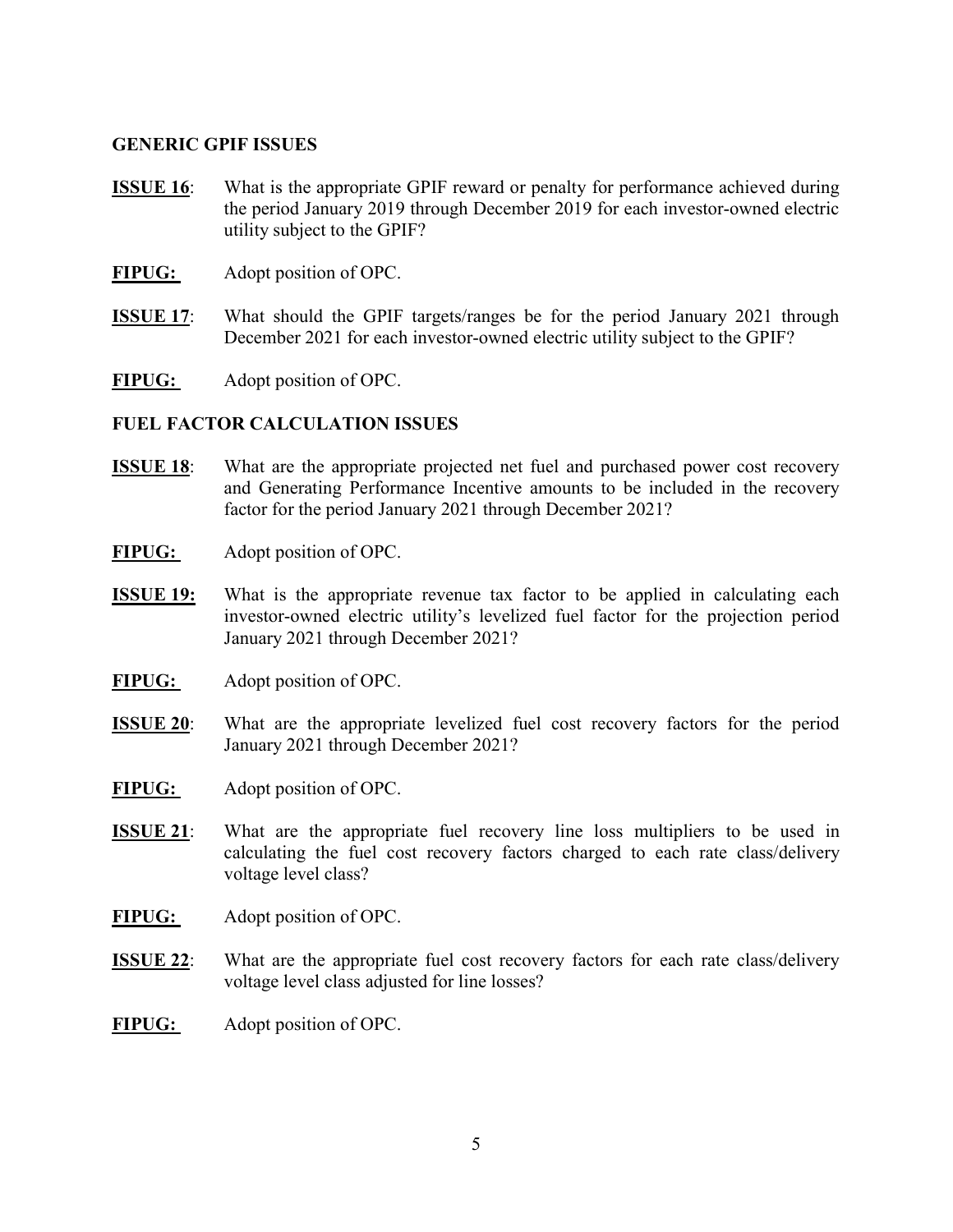## GENERIC GPIF ISSUES

**ISSUE 16**: What is the appropriate GPIF reward or penalty for performance achieved during the period January 2019 through December 2019 for each investor-owned electric utility subject to the GPIF?

**FIPUG:** Adopt position of OPC.

**ISSUE 17**: What should the GPIF targets/ranges be for the period January 2021 through December 2021 for each investor-owned electric utility subject to the GPIF?

**FIPUG:** Adopt position of OPC.

## FUEL FACTOR CALCULATION ISSUES

**ISSUE 18**: What are the appropriate projected net fuel and purchased power cost recovery and Generating Performance Incentive amounts to be included in the recovery factor for the period January 2021 through December 2021?

**FIPUG:** Adopt position of OPC.

**ISSUE 19:** What is the appropriate revenue tax factor to be applied in calculating each investor-owned electric utility's levelized fuel factor for the projection period January 2021 through December 2021?

**FIPUG:** Adopt position of OPC.

**ISSUE 20**: What are the appropriate levelized fuel cost recovery factors for the period January 2021 through December 2021?

**FIPUG:** Adopt position of OPC.

**ISSUE 21**: What are the appropriate fuel recovery line loss multipliers to be used in calculating the fuel cost recovery factors charged to each rate class/delivery voltage level class?

**FIPUG:** Adopt position of OPC.

**ISSUE 22**: What are the appropriate fuel cost recovery factors for each rate class/delivery voltage level class adjusted for line losses?

**FIPUG:** Adopt position of OPC.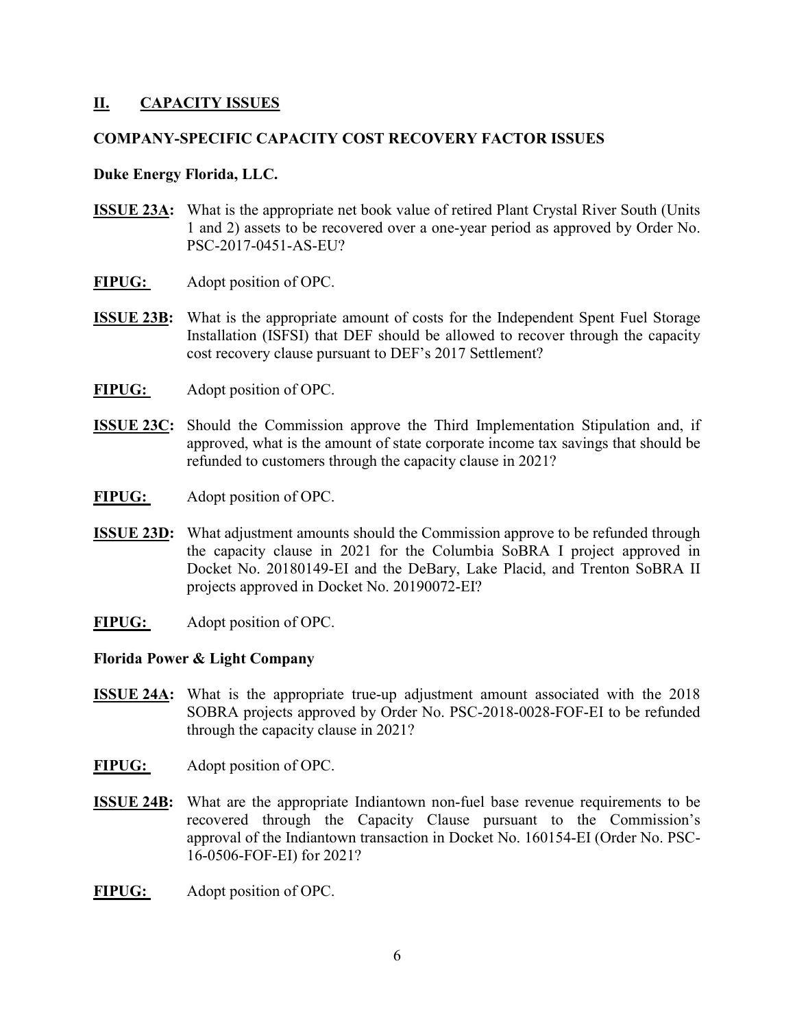## II. CAPACITY ISSUES

### COMPANY-SPECIFIC CAPACITY COST RECOVERY FACTOR ISSUES

**Duke Energy Florida, LLC.**

**ISSUE 23A:** What is the appropriate net book value of retired Plant Crystal River South (Units 1 and 2) assets to be recovered over a one-year period as approved by Order No. PSC-2017-0451-AS-EU?

**FIPUG:** Adopt position of OPC.

**ISSUE 23B:** What is the appropriate amount of costs for the Independent Spent Fuel Storage Installation (ISFSI) that DEF should be allowed to recover through the capacity cost recovery clause pursuant to DEF's 2017 Settlement?

**FIPUG:** Adopt position of OPC.

**ISSUE 23C:** Should the Commission approve the Third Implementation Stipulation and, if approved, what is the amount of state corporate income tax savings that should be refunded to customers through the capacity clause in 2021?

**FIPUG:** Adopt position of OPC.

**ISSUE 23D:** What adjustment amounts should the Commission approve to be refunded through the capacity clause in 2021 for the Columbia SoBRA I project approved in Docket No. 20180149-EI and the DeBary, Lake Placid, and Trenton SoBRA II projects approved in Docket No. 20190072-EI?

**FIPUG:** Adopt position of OPC.

**Florida Power & Light Company**

**ISSUE 24A:** What is the appropriate true-up adjustment amount associated with the 2018 SOBRA projects approved by Order No. PSC-2018-0028-FOF-EI to be refunded through the capacity clause in 2021?

**FIPUG:** Adopt position of OPC.

**ISSUE 24B:** What are the appropriate Indiantown non-fuel base revenue requirements to be recovered through the Capacity Clause pursuant to the Commission's approval of the Indiantown transaction in Docket No. 160154-EI (Order No. PSC-16-0506-FOF-EI) for 2021?

**FIPUG:** Adopt position of OPC.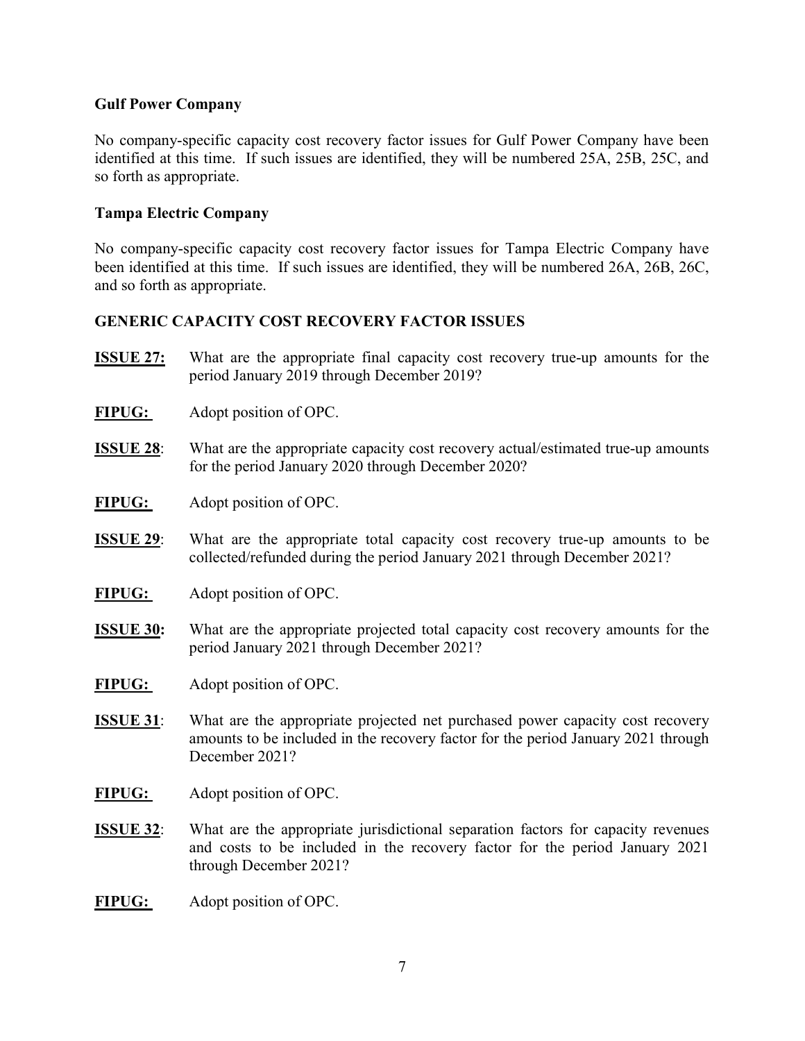**Gulf Power Company**

No company-specific capacity cost recovery factor issues for Gulf Power Company have been identified at this time. If such issues are identified, they will be numbered 25A, 25B, 25C, and so forth as appropriate.

**Tampa Electric Company**

No company-specific capacity cost recovery factor issues for Tampa Electric Company have been identified at this time. If such issues are identified, they will be numbered 26A, 26B, 26C, and so forth as appropriate.

**GENERIC CAPACITY COST RECOVERY FACTOR ISSUES**

**ISSUE 27:** What are the appropriate final capacity cost recovery true-up amounts for the period January 2019 through December 2019?

**FIPUG:** Adopt position of OPC.

**ISSUE 28**: What are the appropriate capacity cost recovery actual/estimated true-up amounts for the period January 2020 through December 2020?

**FIPUG:** Adopt position of OPC.

**ISSUE 29**: What are the appropriate total capacity cost recovery true-up amounts to be collected/refunded during the period January 2021 through December 2021?

**FIPUG:** Adopt position of OPC.

**ISSUE 30:** What are the appropriate projected total capacity cost recovery amounts for the period January 2021 through December 2021?

**FIPUG:** Adopt position of OPC.

**ISSUE 31**: What are the appropriate projected net purchased power capacity cost recovery amounts to be included in the recovery factor for the period January 2021 through December 2021?

**FIPUG:** Adopt position of OPC.

**ISSUE 32**: What are the appropriate jurisdictional separation factors for capacity revenues and costs to be included in the recovery factor for the period January 2021 through December 2021?

**FIPUG:** Adopt position of OPC.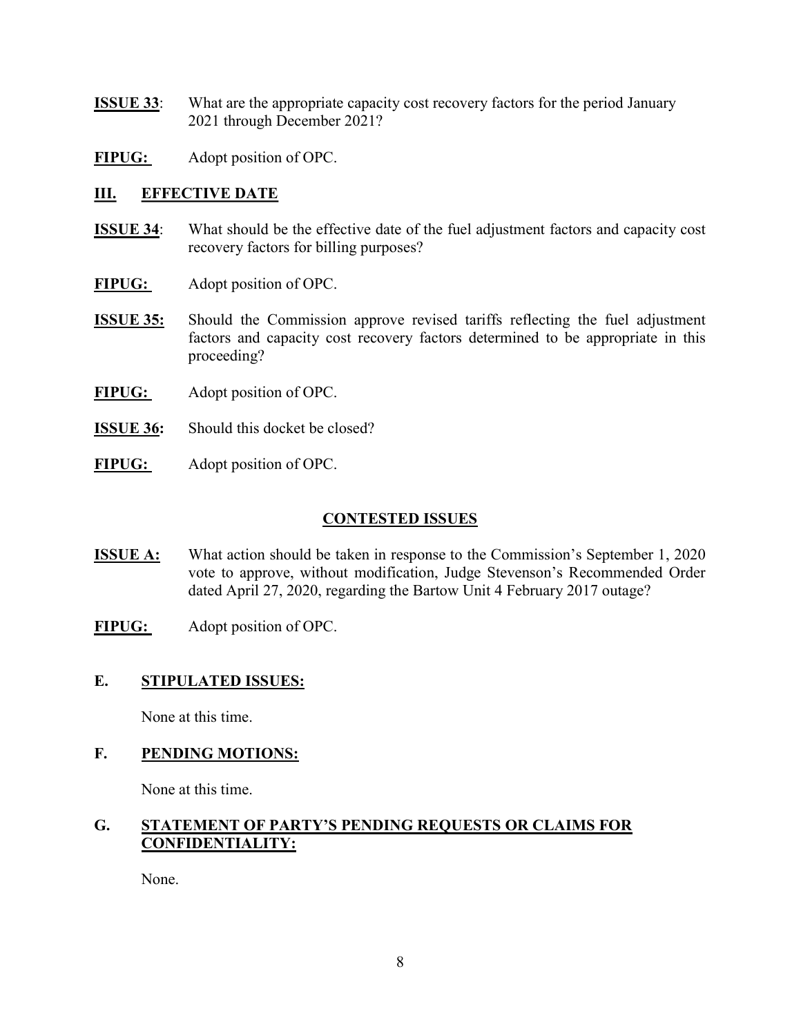**ISSUE 33**: What are the appropriate capacity cost recovery factors for the period January 2021 through December 2021?

**FIPUG:** Adopt position of OPC.

## III. EFFECTIVE DATE

**ISSUE 34**: What should be the effective date of the fuel adjustment factors and capacity cost recovery factors for billing purposes?

**FIPUG:** Adopt position of OPC.

**ISSUE 35:** Should the Commission approve revised tariffs reflecting the fuel adjustment factors and capacity cost recovery factors determined to be appropriate in this proceeding?

**FIPUG:** Adopt position of OPC.

**ISSUE 36:** Should this docket be closed?

**FIPUG:** Adopt position of OPC.

## CONTESTED ISSUES

**ISSUE A:** What action should be taken in response to the Commission's September 1, 2020 vote to approve, without modification, Judge Stevenson's Recommended Order dated April 27, 2020, regarding the Bartow Unit 4 February 2017 outage?

**FIPUG:** Adopt position of OPC.

## E. STIPULATED ISSUES:

None at this time.

## F. PENDING MOTIONS:

None at this time.

## G. STATEMENT OF PARTY'S PENDING REQUESTS OR CLAIMS FOR CONFIDENTIALITY:

None.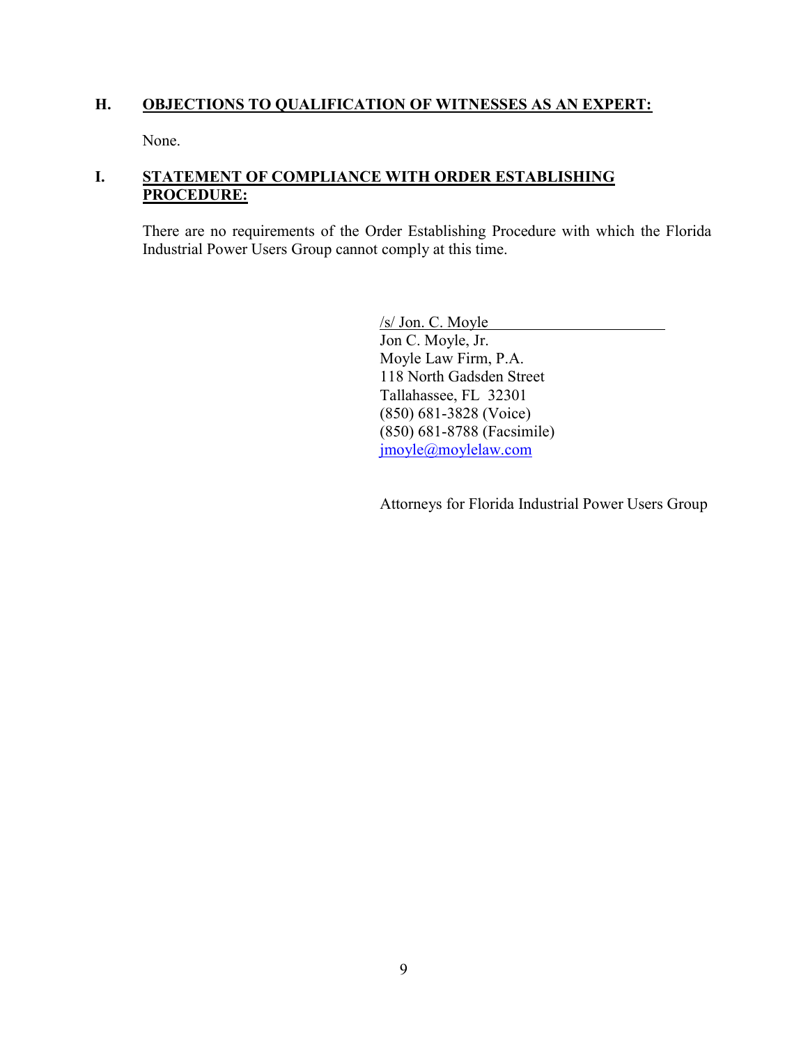## H. OBJECTIONS TO QUALIFICATION OF WITNESSES AS AN EXPERT:

None.

## I. STATEMENT OF COMPLIANCE WITH ORDER ESTABLISHING PROCEDURE:

There are no requirements of the Order Establishing Procedure with which the Florida Industrial Power Users Group cannot comply at this time.

/s/ Jon. C. Moyle
Jon C. Moyle, Jr.
Moyle Law Firm, P.A.
118 North Gadsden Street
Tallahassee, FL 32301
(850) 681-3828 (Voice)
(850) 681-8788 (Facsimile)
jmoyle@moylelaw.com

Attorneys for Florida Industrial Power Users Group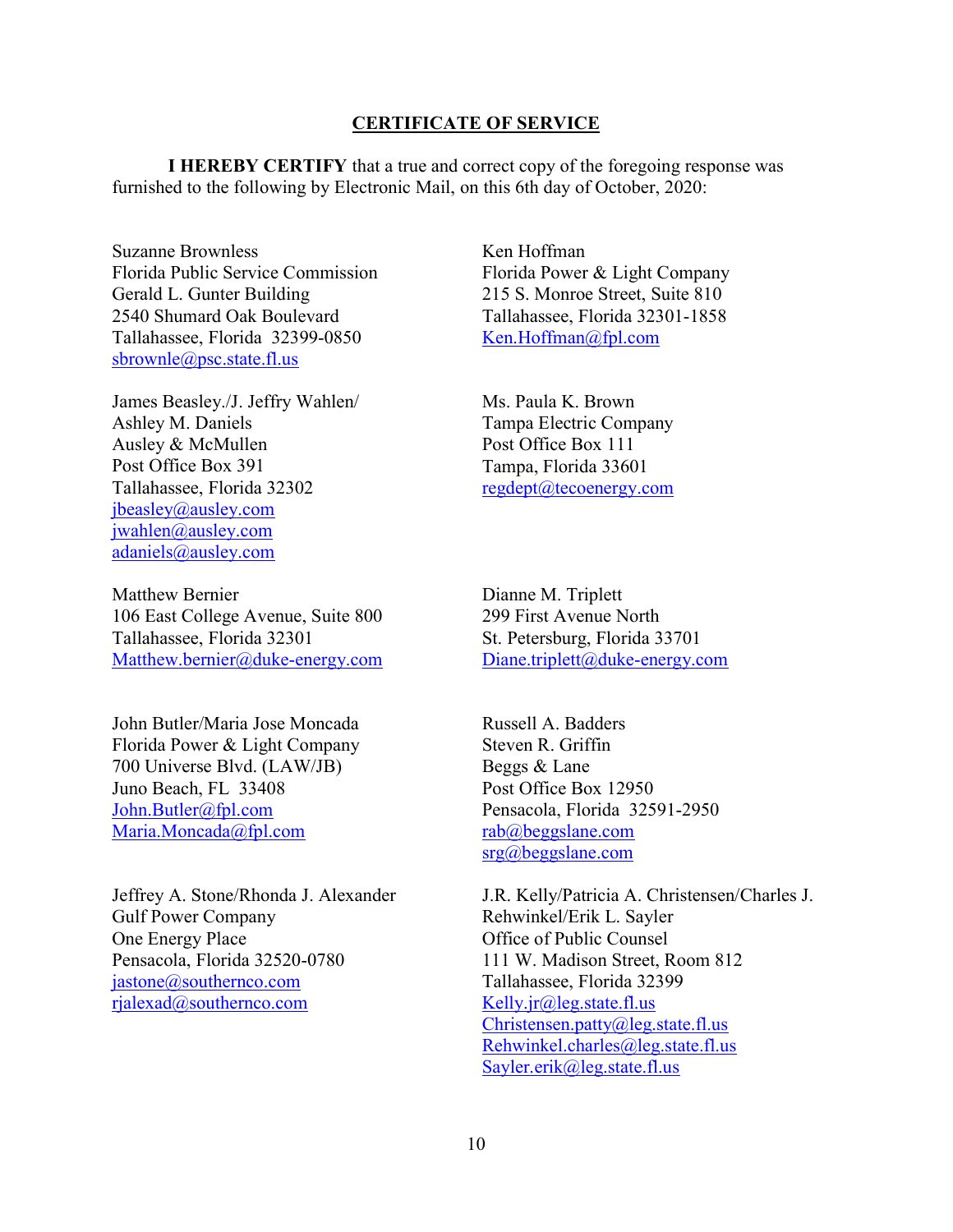**CERTIFICATE OF SERVICE**

**I HEREBY CERTIFY** that a true and correct copy of the foregoing response was furnished to the following by Electronic Mail, on this 6th day of October, 2020:

Suzanne Brownless
Florida Public Service Commission
Gerald L. Gunter Building
2540 Shumard Oak Boulevard
Tallahassee, Florida 32399-0850
sbrownle@psc.state.fl.us

Ken Hoffman
Florida Power & Light Company
215 S. Monroe Street, Suite 810
Tallahassee, Florida 32301-1858
Ken.Hoffman@fpl.com

James Beasley./J. Jeffry Wahlen/
Ashley M. Daniels
Ausley & McMullen
Post Office Box 391
Tallahassee, Florida 32302
jbeasley@ausley.com
jwahlen@ausley.com
adaniels@ausley.com

Ms. Paula K. Brown
Tampa Electric Company
Post Office Box 111
Tampa, Florida 33601
regdept@tecoenergy.com

Matthew Bernier
106 East College Avenue, Suite 800
Tallahassee, Florida 32301
Matthew.bernier@duke-energy.com

Dianne M. Triplett
299 First Avenue North
St. Petersburg, Florida 33701
Diane.triplett@duke-energy.com

John Butler/Maria Jose Moncada
Florida Power & Light Company
700 Universe Blvd. (LAW/JB)
Juno Beach, FL 33408
John.Butler@fpl.com
Maria.Moncada@fpl.com

Russell A. Badders
Steven R. Griffin
Beggs & Lane
Post Office Box 12950
Pensacola, Florida 32591-2950
rab@beggslane.com
srg@beggslane.com

Jeffrey A. Stone/Rhonda J. Alexander
Gulf Power Company
One Energy Place
Pensacola, Florida 32520-0780
jastone@southernco.com
rjalexad@southernco.com

J.R. Kelly/Patricia A. Christensen/Charles J. Rehwinkel/Erik L. Sayler
Office of Public Counsel
111 W. Madison Street, Room 812
Tallahassee, Florida 32399
Kelly.jr@leg.state.fl.us
Christensen.patty@leg.state.fl.us
Rehwinkel.charles@leg.state.fl.us
Sayler.erik@leg.state.fl.us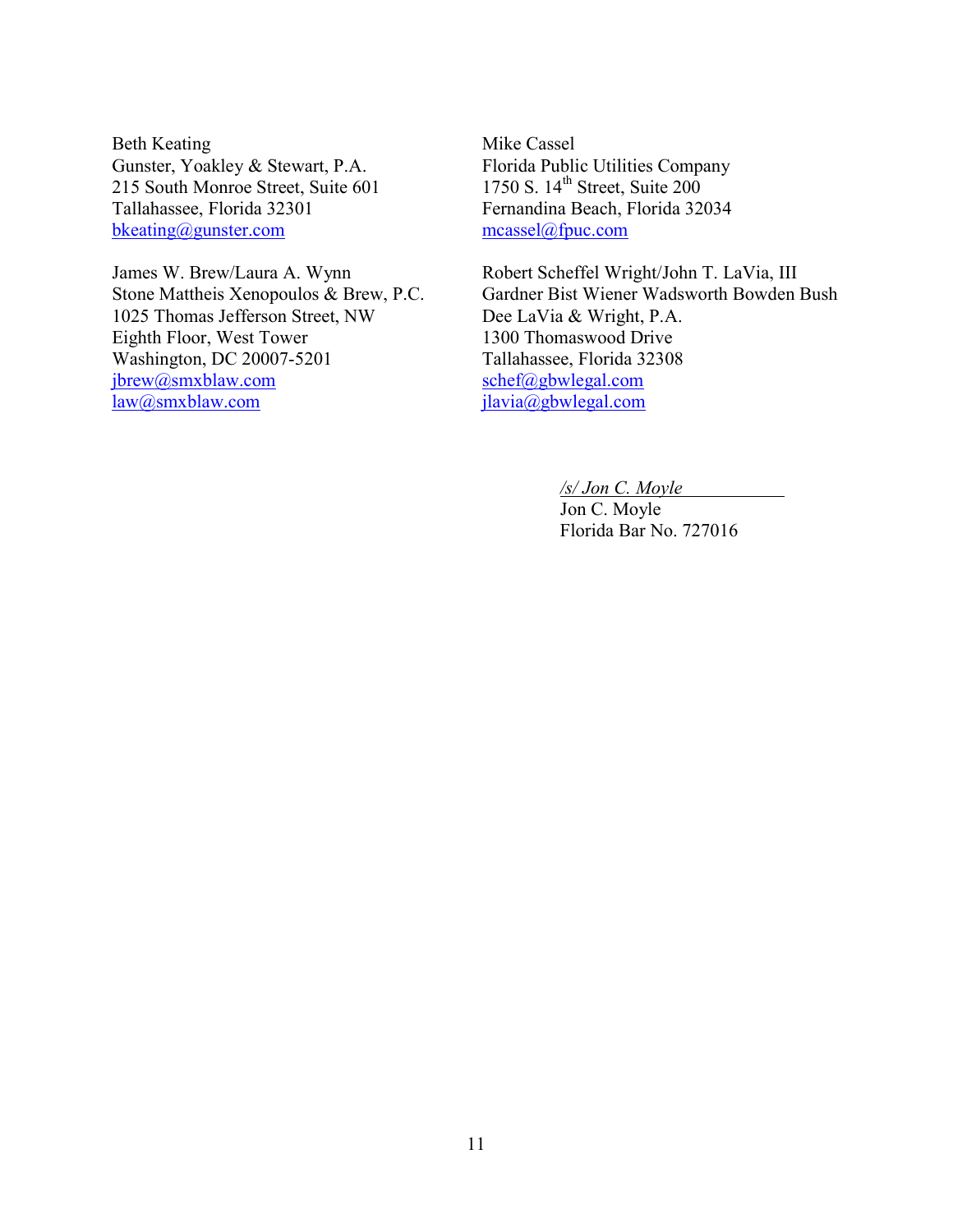Beth Keating
Gunster, Yoakley & Stewart, P.A.
215 South Monroe Street, Suite 601
Tallahassee, Florida 32301
bkeating@gunster.com

Mike Cassel
Florida Public Utilities Company
1750 S. 14th Street, Suite 200
Fernandina Beach, Florida 32034
mcassel@fpuc.com

James W. Brew/Laura A. Wynn
Stone Mattheis Xenopoulos & Brew, P.C.
1025 Thomas Jefferson Street, NW
Eighth Floor, West Tower
Washington, DC 20007-5201
jbrew@smxblaw.com
law@smxblaw.com

Robert Scheffel Wright/John T. LaVia, III
Gardner Bist Wiener Wadsworth Bowden Bush
Dee LaVia & Wright, P.A.
1300 Thomaswood Drive
Tallahassee, Florida 32308
schef@gbwlegal.com
jlavia@gbwlegal.com

*/s/ Jon C. Moyle*
Jon C. Moyle
Florida Bar No. 727016